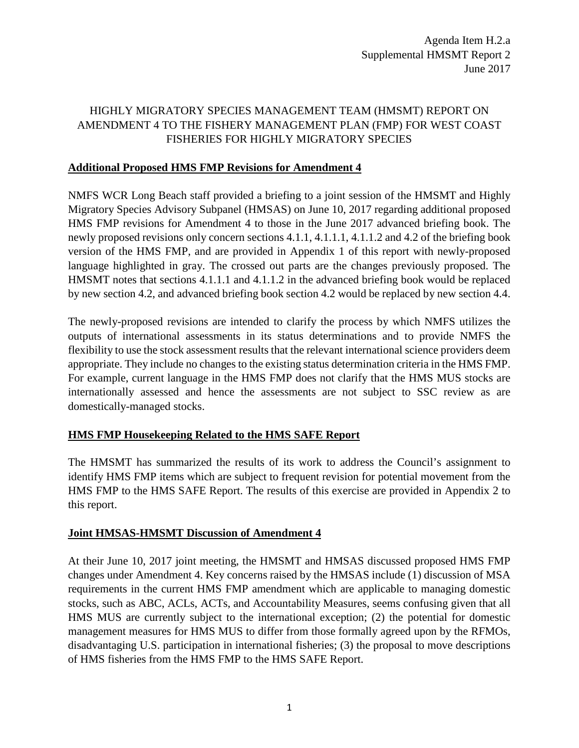Agenda Item H.2.a
Supplemental HMSMT Report 2
June 2017

# HIGHLY MIGRATORY SPECIES MANAGEMENT TEAM (HMSMT) REPORT ON AMENDMENT 4 TO THE FISHERY MANAGEMENT PLAN (FMP) FOR WEST COAST FISHERIES FOR HIGHLY MIGRATORY SPECIES

## Additional Proposed HMS FMP Revisions for Amendment 4

NMFS WCR Long Beach staff provided a briefing to a joint session of the HMSMT and Highly Migratory Species Advisory Subpanel (HMSAS) on June 10, 2017 regarding additional proposed HMS FMP revisions for Amendment 4 to those in the June 2017 advanced briefing book. The newly proposed revisions only concern sections 4.1.1, 4.1.1.1, 4.1.1.2 and 4.2 of the briefing book version of the HMS FMP, and are provided in Appendix 1 of this report with newly-proposed language highlighted in gray. The crossed out parts are the changes previously proposed. The HMSMT notes that sections 4.1.1.1 and 4.1.1.2 in the advanced briefing book would be replaced by new section 4.2, and advanced briefing book section 4.2 would be replaced by new section 4.4.

The newly-proposed revisions are intended to clarify the process by which NMFS utilizes the outputs of international assessments in its status determinations and to provide NMFS the flexibility to use the stock assessment results that the relevant international science providers deem appropriate. They include no changes to the existing status determination criteria in the HMS FMP. For example, current language in the HMS FMP does not clarify that the HMS MUS stocks are internationally assessed and hence the assessments are not subject to SSC review as are domestically-managed stocks.

## HMS FMP Housekeeping Related to the HMS SAFE Report

The HMSMT has summarized the results of its work to address the Council's assignment to identify HMS FMP items which are subject to frequent revision for potential movement from the HMS FMP to the HMS SAFE Report. The results of this exercise are provided in Appendix 2 to this report.

## Joint HMSAS-HMSMT Discussion of Amendment 4

At their June 10, 2017 joint meeting, the HMSMT and HMSAS discussed proposed HMS FMP changes under Amendment 4. Key concerns raised by the HMSAS include (1) discussion of MSA requirements in the current HMS FMP amendment which are applicable to managing domestic stocks, such as ABC, ACLs, ACTs, and Accountability Measures, seems confusing given that all HMS MUS are currently subject to the international exception; (2) the potential for domestic management measures for HMS MUS to differ from those formally agreed upon by the RFMOs, disadvantaging U.S. participation in international fisheries; (3) the proposal to move descriptions of HMS fisheries from the HMS FMP to the HMS SAFE Report.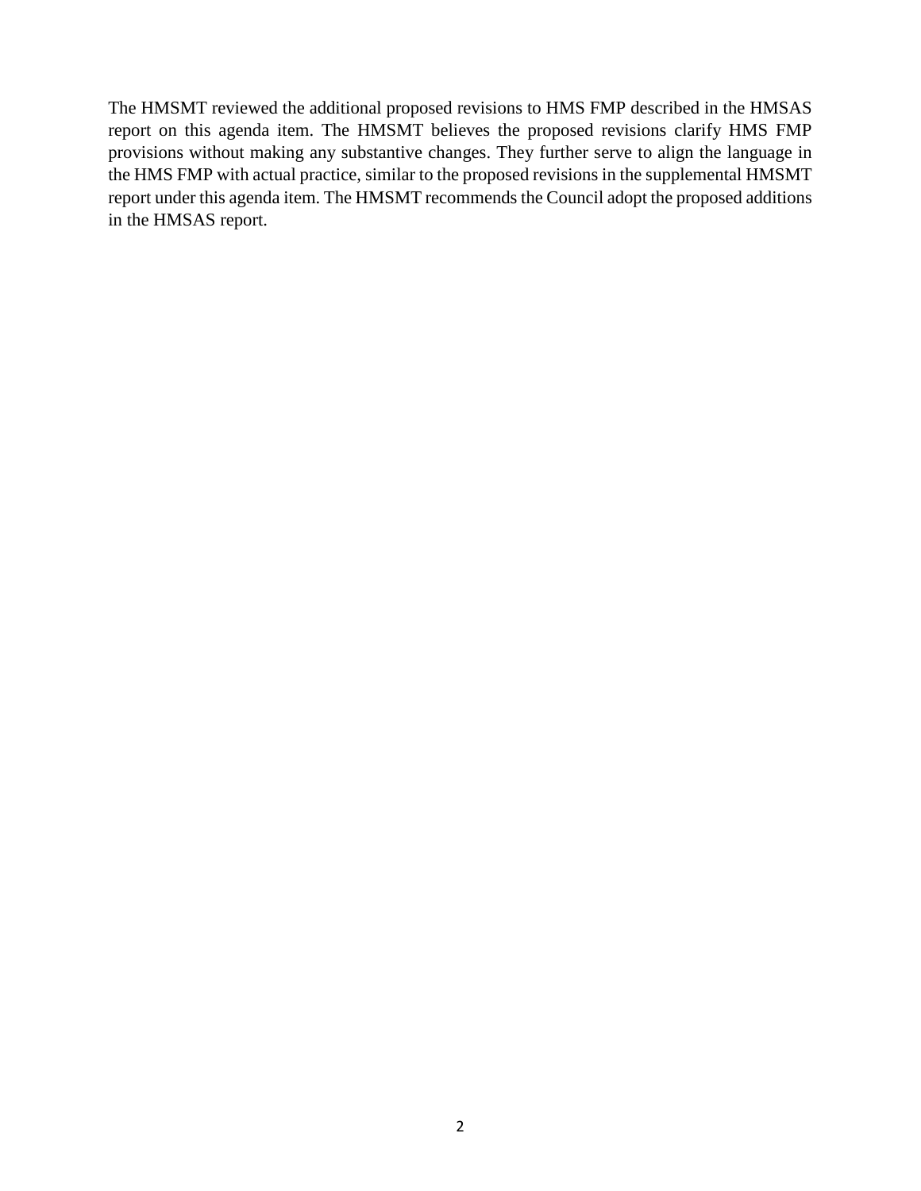The HMSMT reviewed the additional proposed revisions to HMS FMP described in the HMSAS report on this agenda item. The HMSMT believes the proposed revisions clarify HMS FMP provisions without making any substantive changes. They further serve to align the language in the HMS FMP with actual practice, similar to the proposed revisions in the supplemental HMSMT report under this agenda item. The HMSMT recommends the Council adopt the proposed additions in the HMSAS report.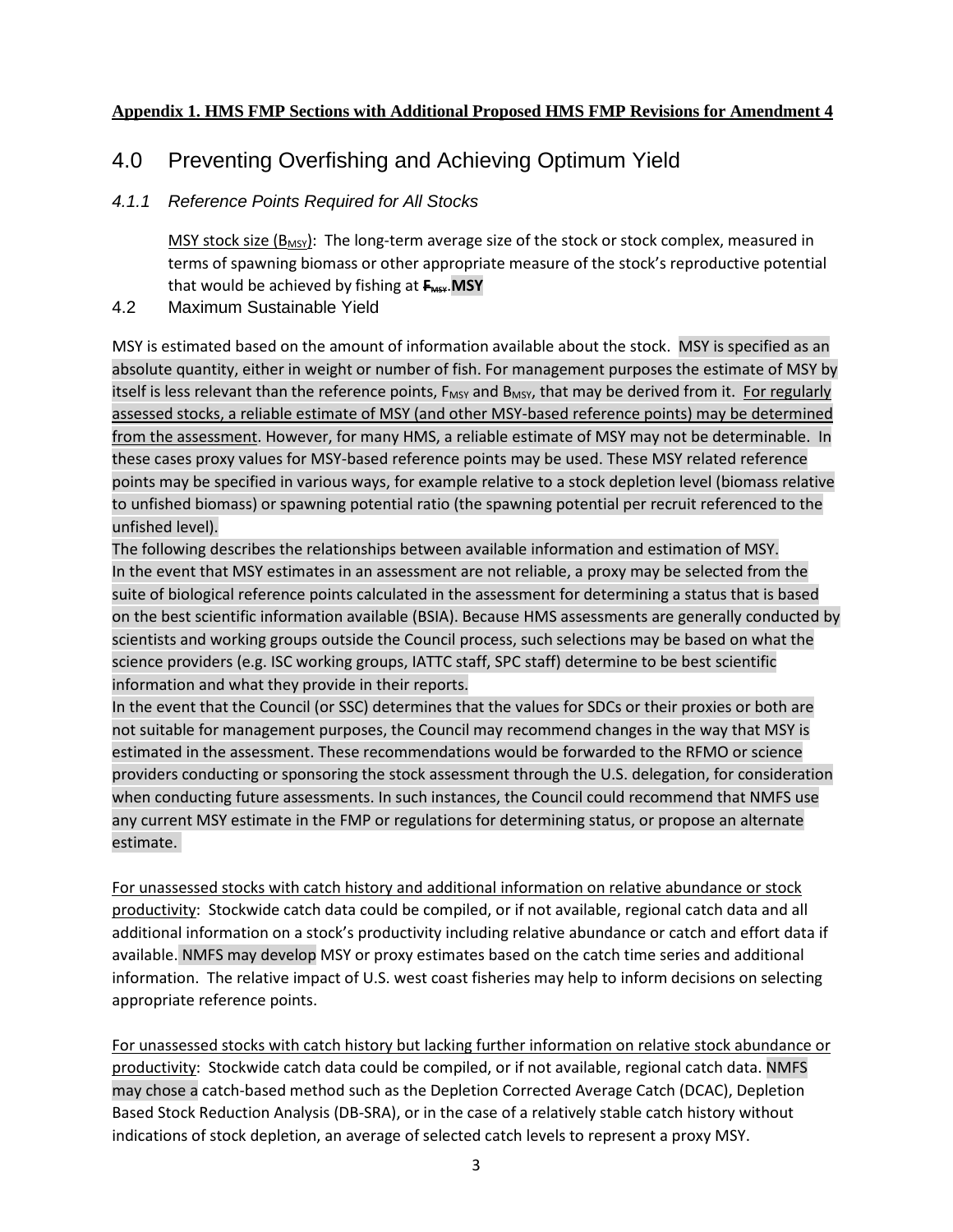**Appendix 1. HMS FMP Sections with Additional Proposed HMS FMP Revisions for Amendment 4**

# 4.0 Preventing Overfishing and Achieving Optimum Yield

### *4.1.1 Reference Points Required for All Stocks*

MSY stock size ($B_{MSY}$): The long-term average size of the stock or stock complex, measured in terms of spawning biomass or other appropriate measure of the stock's reproductive potential that would be achieved by fishing at ~~$F_{MSY}$~~. **MSY**

## 4.2 Maximum Sustainable Yield

MSY is estimated based on the amount of information available about the stock. MSY is specified as an absolute quantity, either in weight or number of fish. For management purposes the estimate of MSY by itself is less relevant than the reference points, $F_{MSY}$ and $B_{MSY}$, that may be derived from it. For regularly assessed stocks, a reliable estimate of MSY (and other MSY-based reference points) may be determined from the assessment. However, for many HMS, a reliable estimate of MSY may not be determinable. In these cases proxy values for MSY-based reference points may be used. These MSY related reference points may be specified in various ways, for example relative to a stock depletion level (biomass relative to unfished biomass) or spawning potential ratio (the spawning potential per recruit referenced to the unfished level).

The following describes the relationships between available information and estimation of MSY.

In the event that MSY estimates in an assessment are not reliable, a proxy may be selected from the suite of biological reference points calculated in the assessment for determining a status that is based on the best scientific information available (BSIA). Because HMS assessments are generally conducted by scientists and working groups outside the Council process, such selections may be based on what the science providers (e.g. ISC working groups, IATTC staff, SPC staff) determine to be best scientific information and what they provide in their reports.

In the event that the Council (or SSC) determines that the values for SDCs or their proxies or both are not suitable for management purposes, the Council may recommend changes in the way that MSY is estimated in the assessment. These recommendations would be forwarded to the RFMO or science providers conducting or sponsoring the stock assessment through the U.S. delegation, for consideration when conducting future assessments. In such instances, the Council could recommend that NMFS use any current MSY estimate in the FMP or regulations for determining status, or propose an alternate estimate.

For unassessed stocks with catch history and additional information on relative abundance or stock productivity: Stockwide catch data could be compiled, or if not available, regional catch data and all additional information on a stock's productivity including relative abundance or catch and effort data if available. NMFS may develop MSY or proxy estimates based on the catch time series and additional information. The relative impact of U.S. west coast fisheries may help to inform decisions on selecting appropriate reference points.

For unassessed stocks with catch history but lacking further information on relative stock abundance or productivity: Stockwide catch data could be compiled, or if not available, regional catch data. NMFS may chose a catch-based method such as the Depletion Corrected Average Catch (DCAC), Depletion Based Stock Reduction Analysis (DB-SRA), or in the case of a relatively stable catch history without indications of stock depletion, an average of selected catch levels to represent a proxy MSY.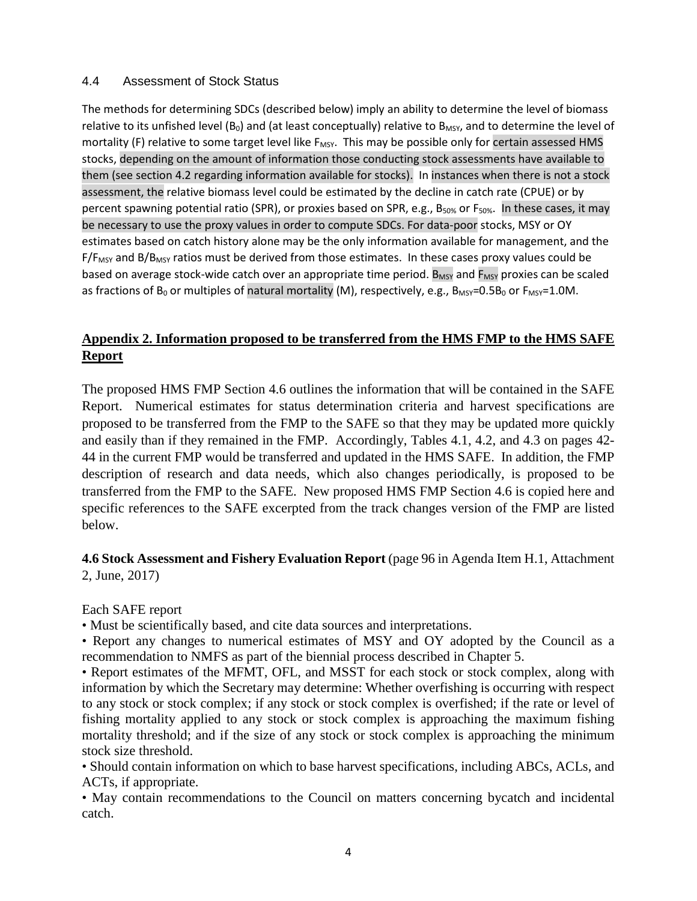### 4.4 Assessment of Stock Status

The methods for determining SDCs (described below) imply an ability to determine the level of biomass relative to its unfished level ($B_0$) and (at least conceptually) relative to $B_{MSY}$, and to determine the level of mortality (F) relative to some target level like $F_{MSY}$. This may be possible only for certain assessed HMS stocks, depending on the amount of information those conducting stock assessments have available to them (see section 4.2 regarding information available for stocks). In instances when there is not a stock assessment, the relative biomass level could be estimated by the decline in catch rate (CPUE) or by percent spawning potential ratio (SPR), or proxies based on SPR, e.g., $B_{50\%}$ or $F_{50\%}$. In these cases, it may be necessary to use the proxy values in order to compute SDCs. For data-poor stocks, MSY or OY estimates based on catch history alone may be the only information available for management, and the $F/F_{MSY}$ and $B/B_{MSY}$ ratios must be derived from those estimates. In these cases proxy values could be based on average stock-wide catch over an appropriate time period. $B_{MSY}$ and $F_{MSY}$ proxies can be scaled as fractions of $B_0$ or multiples of natural mortality (M), respectively, e.g., $B_{MSY}$=0.5$B_0$ or $F_{MSY}$=1.0M.

## Appendix 2. Information proposed to be transferred from the HMS FMP to the HMS SAFE Report

The proposed HMS FMP Section 4.6 outlines the information that will be contained in the SAFE Report. Numerical estimates for status determination criteria and harvest specifications are proposed to be transferred from the FMP to the SAFE so that they may be updated more quickly and easily than if they remained in the FMP. Accordingly, Tables 4.1, 4.2, and 4.3 on pages 42-44 in the current FMP would be transferred and updated in the HMS SAFE. In addition, the FMP description of research and data needs, which also changes periodically, is proposed to be transferred from the FMP to the SAFE. New proposed HMS FMP Section 4.6 is copied here and specific references to the SAFE excerpted from the track changes version of the FMP are listed below.

**4.6 Stock Assessment and Fishery Evaluation Report** (page 96 in Agenda Item H.1, Attachment 2, June, 2017)

Each SAFE report

- Must be scientifically based, and cite data sources and interpretations.
- Report any changes to numerical estimates of MSY and OY adopted by the Council as a recommendation to NMFS as part of the biennial process described in Chapter 5.
- Report estimates of the MFMT, OFL, and MSST for each stock or stock complex, along with information by which the Secretary may determine: Whether overfishing is occurring with respect to any stock or stock complex; if any stock or stock complex is overfished; if the rate or level of fishing mortality applied to any stock or stock complex is approaching the maximum fishing mortality threshold; and if the size of any stock or stock complex is approaching the minimum stock size threshold.
- Should contain information on which to base harvest specifications, including ABCs, ACLs, and ACTs, if appropriate.
- May contain recommendations to the Council on matters concerning bycatch and incidental catch.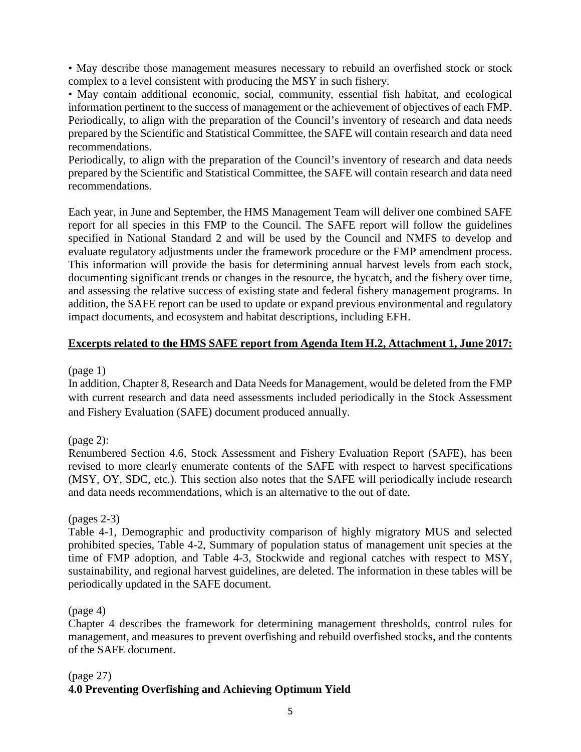• May describe those management measures necessary to rebuild an overfished stock or stock complex to a level consistent with producing the MSY in such fishery.

• May contain additional economic, social, community, essential fish habitat, and ecological information pertinent to the success of management or the achievement of objectives of each FMP. Periodically, to align with the preparation of the Council's inventory of research and data needs prepared by the Scientific and Statistical Committee, the SAFE will contain research and data need recommendations.

Periodically, to align with the preparation of the Council's inventory of research and data needs prepared by the Scientific and Statistical Committee, the SAFE will contain research and data need recommendations.

Each year, in June and September, the HMS Management Team will deliver one combined SAFE report for all species in this FMP to the Council. The SAFE report will follow the guidelines specified in National Standard 2 and will be used by the Council and NMFS to develop and evaluate regulatory adjustments under the framework procedure or the FMP amendment process. This information will provide the basis for determining annual harvest levels from each stock, documenting significant trends or changes in the resource, the bycatch, and the fishery over time, and assessing the relative success of existing state and federal fishery management programs. In addition, the SAFE report can be used to update or expand previous environmental and regulatory impact documents, and ecosystem and habitat descriptions, including EFH.

**Excerpts related to the HMS SAFE report from Agenda Item H.2, Attachment 1, June 2017:**

(page 1)
In addition, Chapter 8, Research and Data Needs for Management, would be deleted from the FMP with current research and data need assessments included periodically in the Stock Assessment and Fishery Evaluation (SAFE) document produced annually.

(page 2):
Renumbered Section 4.6, Stock Assessment and Fishery Evaluation Report (SAFE), has been revised to more clearly enumerate contents of the SAFE with respect to harvest specifications (MSY, OY, SDC, etc.). This section also notes that the SAFE will periodically include research and data needs recommendations, which is an alternative to the out of date.

(pages 2-3)
Table 4-1, Demographic and productivity comparison of highly migratory MUS and selected prohibited species, Table 4-2, Summary of population status of management unit species at the time of FMP adoption, and Table 4-3, Stockwide and regional catches with respect to MSY, sustainability, and regional harvest guidelines, are deleted. The information in these tables will be periodically updated in the SAFE document.

(page 4)
Chapter 4 describes the framework for determining management thresholds, control rules for management, and measures to prevent overfishing and rebuild overfished stocks, and the contents of the SAFE document.

(page 27)
**4.0 Preventing Overfishing and Achieving Optimum Yield**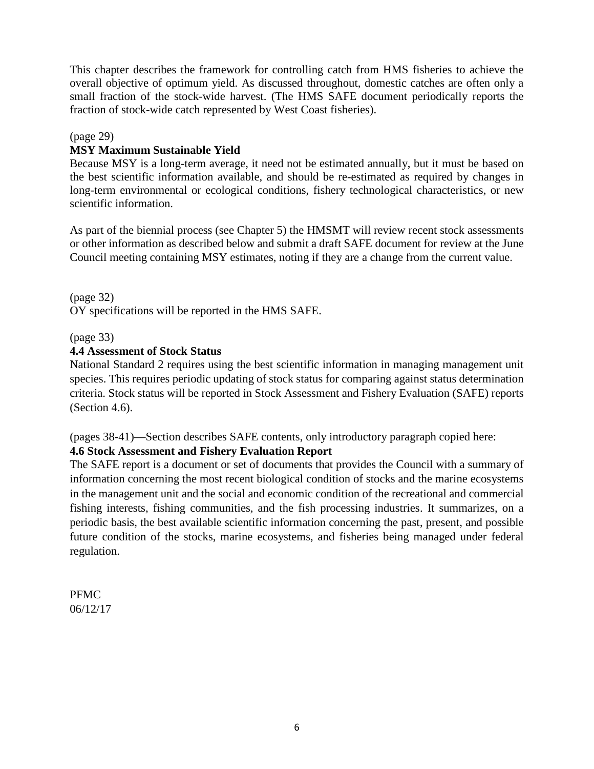This chapter describes the framework for controlling catch from HMS fisheries to achieve the overall objective of optimum yield. As discussed throughout, domestic catches are often only a small fraction of the stock-wide harvest. (The HMS SAFE document periodically reports the fraction of stock-wide catch represented by West Coast fisheries).

(page 29)

**MSY Maximum Sustainable Yield**

Because MSY is a long-term average, it need not be estimated annually, but it must be based on the best scientific information available, and should be re-estimated as required by changes in long-term environmental or ecological conditions, fishery technological characteristics, or new scientific information.

As part of the biennial process (see Chapter 5) the HMSMT will review recent stock assessments or other information as described below and submit a draft SAFE document for review at the June Council meeting containing MSY estimates, noting if they are a change from the current value.

(page 32)

OY specifications will be reported in the HMS SAFE.

(page 33)

**4.4 Assessment of Stock Status**

National Standard 2 requires using the best scientific information in managing management unit species. This requires periodic updating of stock status for comparing against status determination criteria. Stock status will be reported in Stock Assessment and Fishery Evaluation (SAFE) reports (Section 4.6).

(pages 38-41)—Section describes SAFE contents, only introductory paragraph copied here:

**4.6 Stock Assessment and Fishery Evaluation Report**

The SAFE report is a document or set of documents that provides the Council with a summary of information concerning the most recent biological condition of stocks and the marine ecosystems in the management unit and the social and economic condition of the recreational and commercial fishing interests, fishing communities, and the fish processing industries. It summarizes, on a periodic basis, the best available scientific information concerning the past, present, and possible future condition of the stocks, marine ecosystems, and fisheries being managed under federal regulation.

PFMC
06/12/17